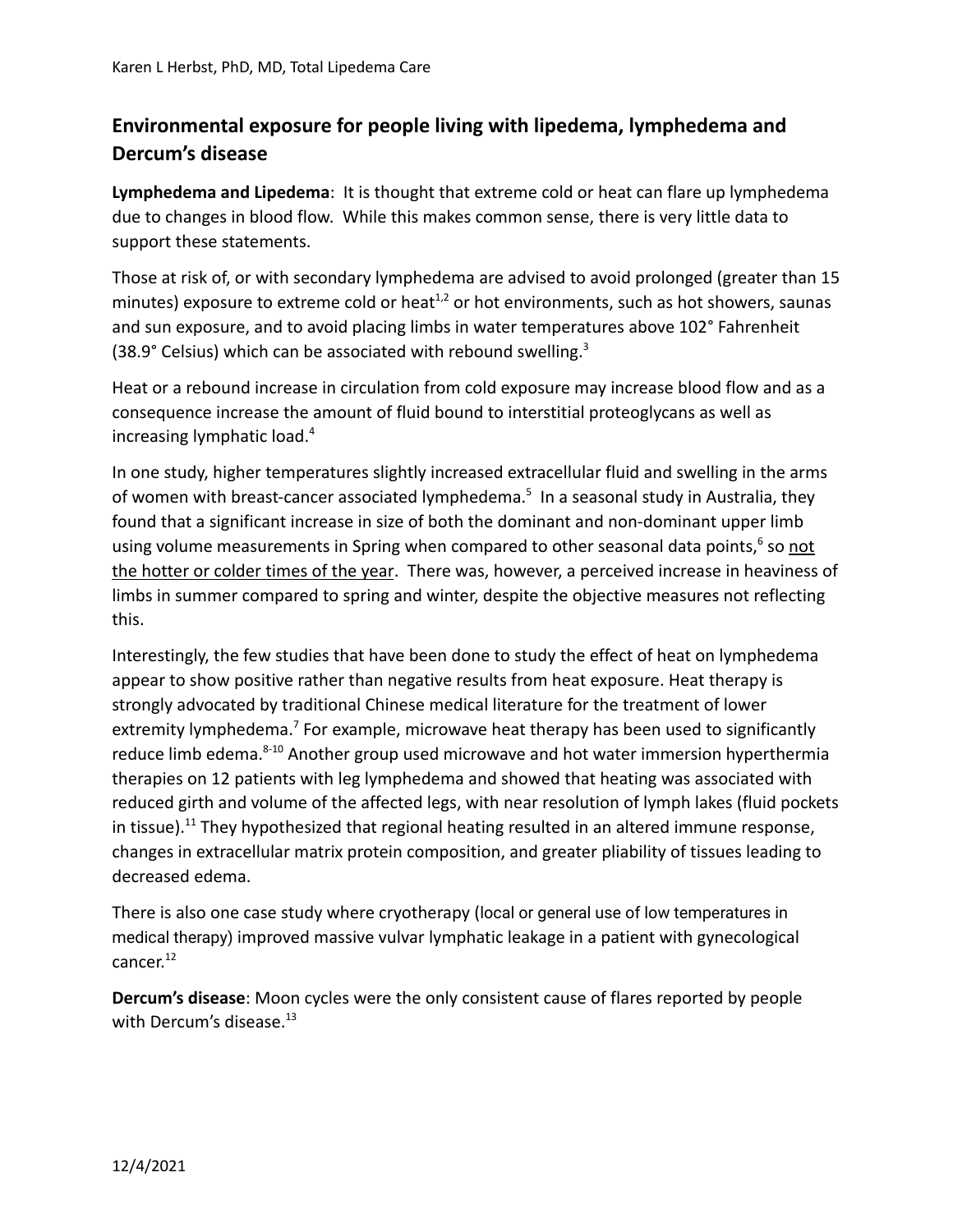Karen L Herbst, PhD, MD, Total Lipedema Care

## Environmental exposure for people living with lipedema, lymphedema and Dercum's disease

**Lymphedema and Lipedema**: It is thought that extreme cold or heat can flare up lymphedema due to changes in blood flow. While this makes common sense, there is very little data to support these statements.

Those at risk of, or with secondary lymphedema are advised to avoid prolonged (greater than 15 minutes) exposure to extreme cold or heat[1,2] or hot environments, such as hot showers, saunas and sun exposure, and to avoid placing limbs in water temperatures above 102° Fahrenheit (38.9° Celsius) which can be associated with rebound swelling.[3]

Heat or a rebound increase in circulation from cold exposure may increase blood flow and as a consequence increase the amount of fluid bound to interstitial proteoglycans as well as increasing lymphatic load.[4]

In one study, higher temperatures slightly increased extracellular fluid and swelling in the arms of women with breast-cancer associated lymphedema.[5] In a seasonal study in Australia, they found that a significant increase in size of both the dominant and non-dominant upper limb using volume measurements in Spring when compared to other seasonal data points,[6] so <u>not the hotter or colder times of the year</u>. There was, however, a perceived increase in heaviness of limbs in summer compared to spring and winter, despite the objective measures not reflecting this.

Interestingly, the few studies that have been done to study the effect of heat on lymphedema appear to show positive rather than negative results from heat exposure. Heat therapy is strongly advocated by traditional Chinese medical literature for the treatment of lower extremity lymphedema.[7] For example, microwave heat therapy has been used to significantly reduce limb edema.[8-10] Another group used microwave and hot water immersion hyperthermia therapies on 12 patients with leg lymphedema and showed that heating was associated with reduced girth and volume of the affected legs, with near resolution of lymph lakes (fluid pockets in tissue).[11] They hypothesized that regional heating resulted in an altered immune response, changes in extracellular matrix protein composition, and greater pliability of tissues leading to decreased edema.

There is also one case study where cryotherapy (local or general use of low temperatures in medical therapy) improved massive vulvar lymphatic leakage in a patient with gynecological cancer.[12]

**Dercum's disease**: Moon cycles were the only consistent cause of flares reported by people with Dercum's disease.[13]

12/4/2021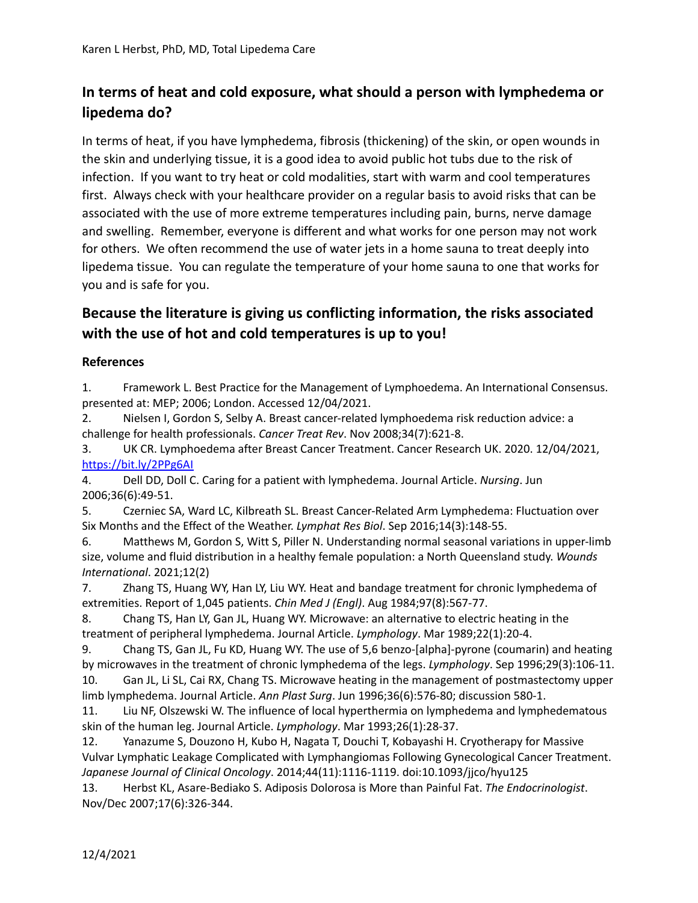## In terms of heat and cold exposure, what should a person with lymphedema or lipedema do?

In terms of heat, if you have lymphedema, fibrosis (thickening) of the skin, or open wounds in the skin and underlying tissue, it is a good idea to avoid public hot tubs due to the risk of infection. If you want to try heat or cold modalities, start with warm and cool temperatures first. Always check with your healthcare provider on a regular basis to avoid risks that can be associated with the use of more extreme temperatures including pain, burns, nerve damage and swelling. Remember, everyone is different and what works for one person may not work for others. We often recommend the use of water jets in a home sauna to treat deeply into lipedema tissue. You can regulate the temperature of your home sauna to one that works for you and is safe for you.

## Because the literature is giving us conflicting information, the risks associated with the use of hot and cold temperatures is up to you!

### References

1. Framework L. Best Practice for the Management of Lymphoedema. An International Consensus. presented at: MEP; 2006; London. Accessed 12/04/2021.
2. Nielsen I, Gordon S, Selby A. Breast cancer-related lymphoedema risk reduction advice: a challenge for health professionals. *Cancer Treat Rev*. Nov 2008;34(7):621-8.
3. UK CR. Lymphoedema after Breast Cancer Treatment. Cancer Research UK. 2020. 12/04/2021, https://bit.ly/2PPg6AI
4. Dell DD, Doll C. Caring for a patient with lymphedema. Journal Article. *Nursing*. Jun 2006;36(6):49-51.
5. Czerniec SA, Ward LC, Kilbreath SL. Breast Cancer-Related Arm Lymphedema: Fluctuation over Six Months and the Effect of the Weather. *Lymphat Res Biol*. Sep 2016;14(3):148-55.
6. Matthews M, Gordon S, Witt S, Piller N. Understanding normal seasonal variations in upper-limb size, volume and fluid distribution in a healthy female population: a North Queensland study. *Wounds International*. 2021;12(2)
7. Zhang TS, Huang WY, Han LY, Liu WY. Heat and bandage treatment for chronic lymphedema of extremities. Report of 1,045 patients. *Chin Med J (Engl)*. Aug 1984;97(8):567-77.
8. Chang TS, Han LY, Gan JL, Huang WY. Microwave: an alternative to electric heating in the treatment of peripheral lymphedema. Journal Article. *Lymphology*. Mar 1989;22(1):20-4.
9. Chang TS, Gan JL, Fu KD, Huang WY. The use of 5,6 benzo-[alpha]-pyrone (coumarin) and heating by microwaves in the treatment of chronic lymphedema of the legs. *Lymphology*. Sep 1996;29(3):106-11.
10. Gan JL, Li SL, Cai RX, Chang TS. Microwave heating in the management of postmastectomy upper limb lymphedema. Journal Article. *Ann Plast Surg*. Jun 1996;36(6):576-80; discussion 580-1.
11. Liu NF, Olszewski W. The influence of local hyperthermia on lymphedema and lymphedematous skin of the human leg. Journal Article. *Lymphology*. Mar 1993;26(1):28-37.
12. Yanazume S, Douzono H, Kubo H, Nagata T, Douchi T, Kobayashi H. Cryotherapy for Massive Vulvar Lymphatic Leakage Complicated with Lymphangiomas Following Gynecological Cancer Treatment. *Japanese Journal of Clinical Oncology*. 2014;44(11):1116-1119. doi:10.1093/jjco/hyu125
13. Herbst KL, Asare-Bediako S. Adiposis Dolorosa is More than Painful Fat. *The Endocrinologist*. Nov/Dec 2007;17(6):326-344.